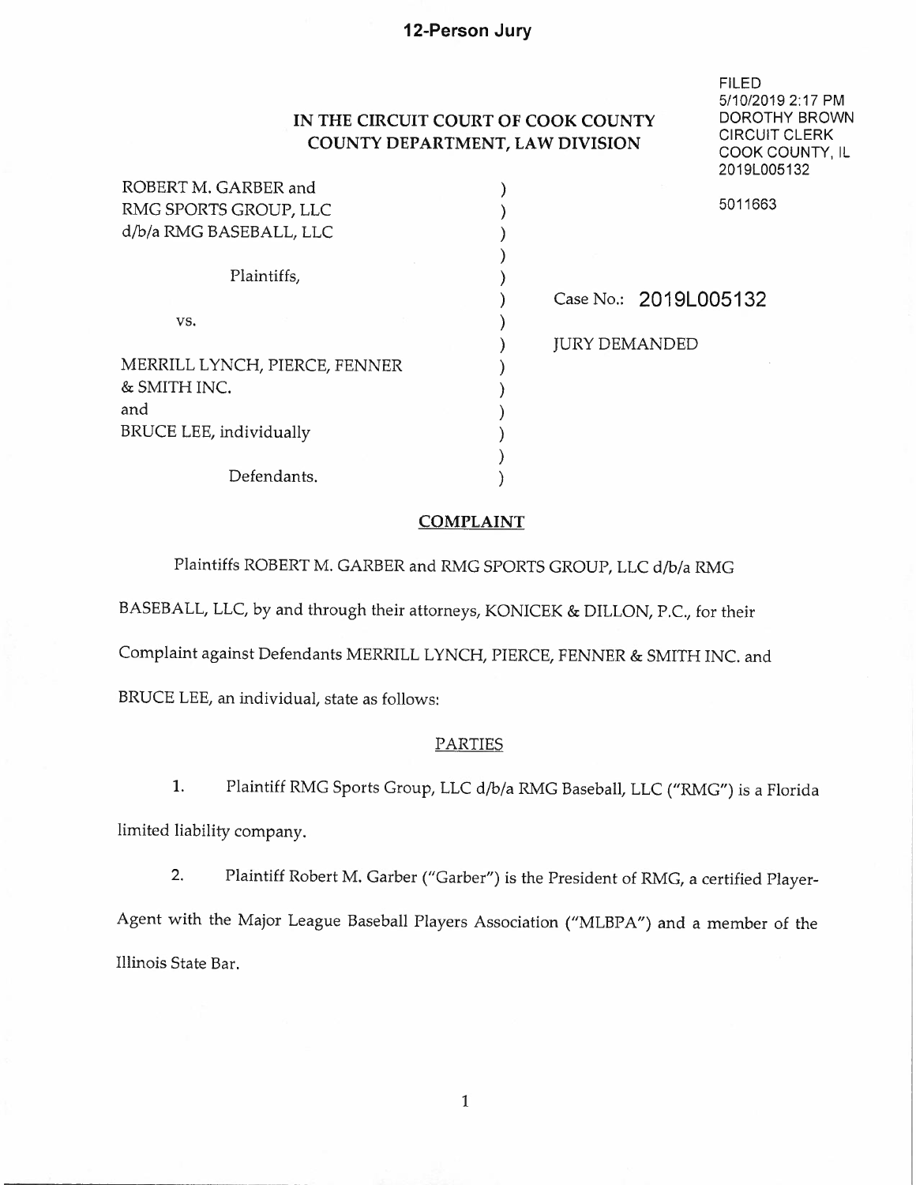**12-Person Jury**

FILED
5/10/2019 2:17 PM
DOROTHY BROWN
CIRCUIT CLERK
COOK COUNTY, IL
2019L005132

5011663

**IN THE CIRCUIT COURT OF COOK COUNTY**
**COUNTY DEPARTMENT, LAW DIVISION**

| | | |
|---|---|---|
| ROBERT M. GARBER and<br>RMG SPORTS GROUP, LLC<br>d/b/a RMG BASEBALL, LLC | ) | |
| Plaintiffs, | ) | Case No.: **2019L005132** |
| vs. | ) | JURY DEMANDED |
| MERRILL LYNCH, PIERCE, FENNER<br>& SMITH INC.<br>and<br>BRUCE LEE, individually | ) | |
| Defendants. | ) | |

## COMPLAINT

Plaintiffs ROBERT M. GARBER and RMG SPORTS GROUP, LLC d/b/a RMG BASEBALL, LLC, by and through their attorneys, KONICEK & DILLON, P.C., for their Complaint against Defendants MERRILL LYNCH, PIERCE, FENNER & SMITH INC. and BRUCE LEE, an individual, state as follows:

### PARTIES

1. Plaintiff RMG Sports Group, LLC d/b/a RMG Baseball, LLC ("RMG") is a Florida limited liability company.

2. Plaintiff Robert M. Garber ("Garber") is the President of RMG, a certified Player-Agent with the Major League Baseball Players Association ("MLBPA") and a member of the Illinois State Bar.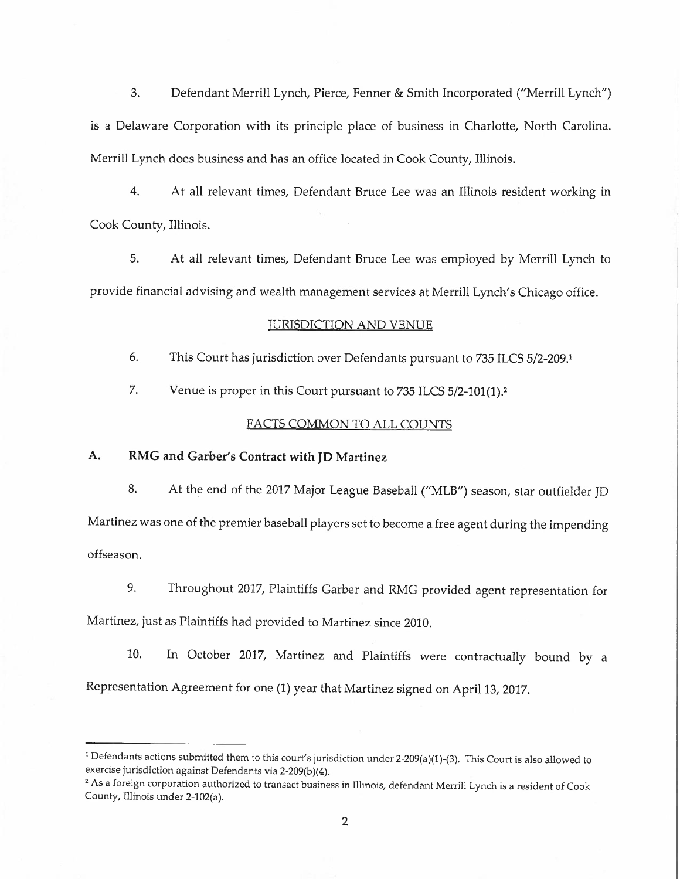3. Defendant Merrill Lynch, Pierce, Fenner & Smith Incorporated ("Merrill Lynch") is a Delaware Corporation with its principle place of business in Charlotte, North Carolina. Merrill Lynch does business and has an office located in Cook County, Illinois.

4. At all relevant times, Defendant Bruce Lee was an Illinois resident working in Cook County, Illinois.

5. At all relevant times, Defendant Bruce Lee was employed by Merrill Lynch to provide financial advising and wealth management services at Merrill Lynch's Chicago office.

## JURISDICTION AND VENUE

6. This Court has jurisdiction over Defendants pursuant to 735 ILCS 5/2-209.[1]

7. Venue is proper in this Court pursuant to 735 ILCS 5/2-101(1).[2]

## FACTS COMMON TO ALL COUNTS

### A. RMG and Garber's Contract with JD Martinez

8. At the end of the 2017 Major League Baseball ("MLB") season, star outfielder JD Martinez was one of the premier baseball players set to become a free agent during the impending offseason.

9. Throughout 2017, Plaintiffs Garber and RMG provided agent representation for Martinez, just as Plaintiffs had provided to Martinez since 2010.

10. In October 2017, Martinez and Plaintiffs were contractually bound by a Representation Agreement for one (1) year that Martinez signed on April 13, 2017.

---

[1] Defendants actions submitted them to this court's jurisdiction under 2-209(a)(1)-(3). This Court is also allowed to exercise jurisdiction against Defendants via 2-209(b)(4).

[2] As a foreign corporation authorized to transact business in Illinois, defendant Merrill Lynch is a resident of Cook County, Illinois under 2-102(a).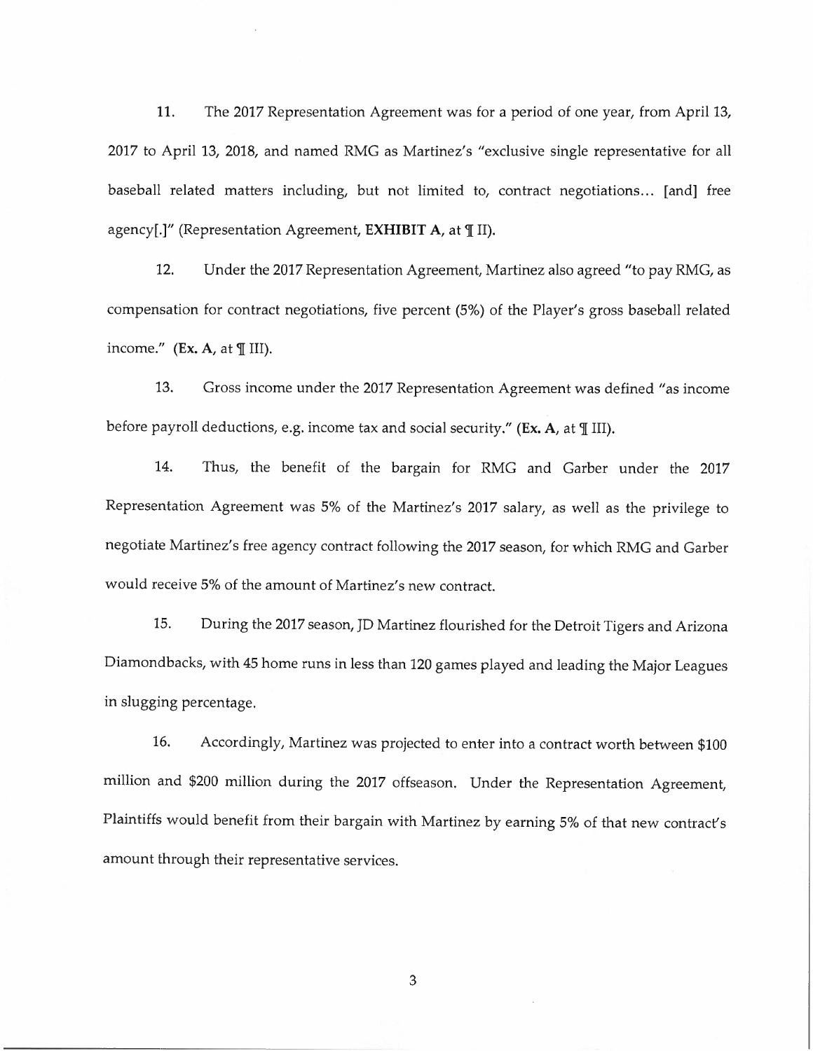11. The 2017 Representation Agreement was for a period of one year, from April 13, 2017 to April 13, 2018, and named RMG as Martinez's "exclusive single representative for all baseball related matters including, but not limited to, contract negotiations… [and] free agency[.]" (Representation Agreement, **EXHIBIT A**, at ¶ II).

12. Under the 2017 Representation Agreement, Martinez also agreed "to pay RMG, as compensation for contract negotiations, five percent (5%) of the Player's gross baseball related income." (**Ex. A**, at ¶ III).

13. Gross income under the 2017 Representation Agreement was defined "as income before payroll deductions, e.g. income tax and social security." (**Ex. A**, at ¶ III).

14. Thus, the benefit of the bargain for RMG and Garber under the 2017 Representation Agreement was 5% of the Martinez's 2017 salary, as well as the privilege to negotiate Martinez's free agency contract following the 2017 season, for which RMG and Garber would receive 5% of the amount of Martinez's new contract.

15. During the 2017 season, JD Martinez flourished for the Detroit Tigers and Arizona Diamondbacks, with 45 home runs in less than 120 games played and leading the Major Leagues in slugging percentage.

16. Accordingly, Martinez was projected to enter into a contract worth between $100 million and $200 million during the 2017 offseason. Under the Representation Agreement, Plaintiffs would benefit from their bargain with Martinez by earning 5% of that new contract's amount through their representative services.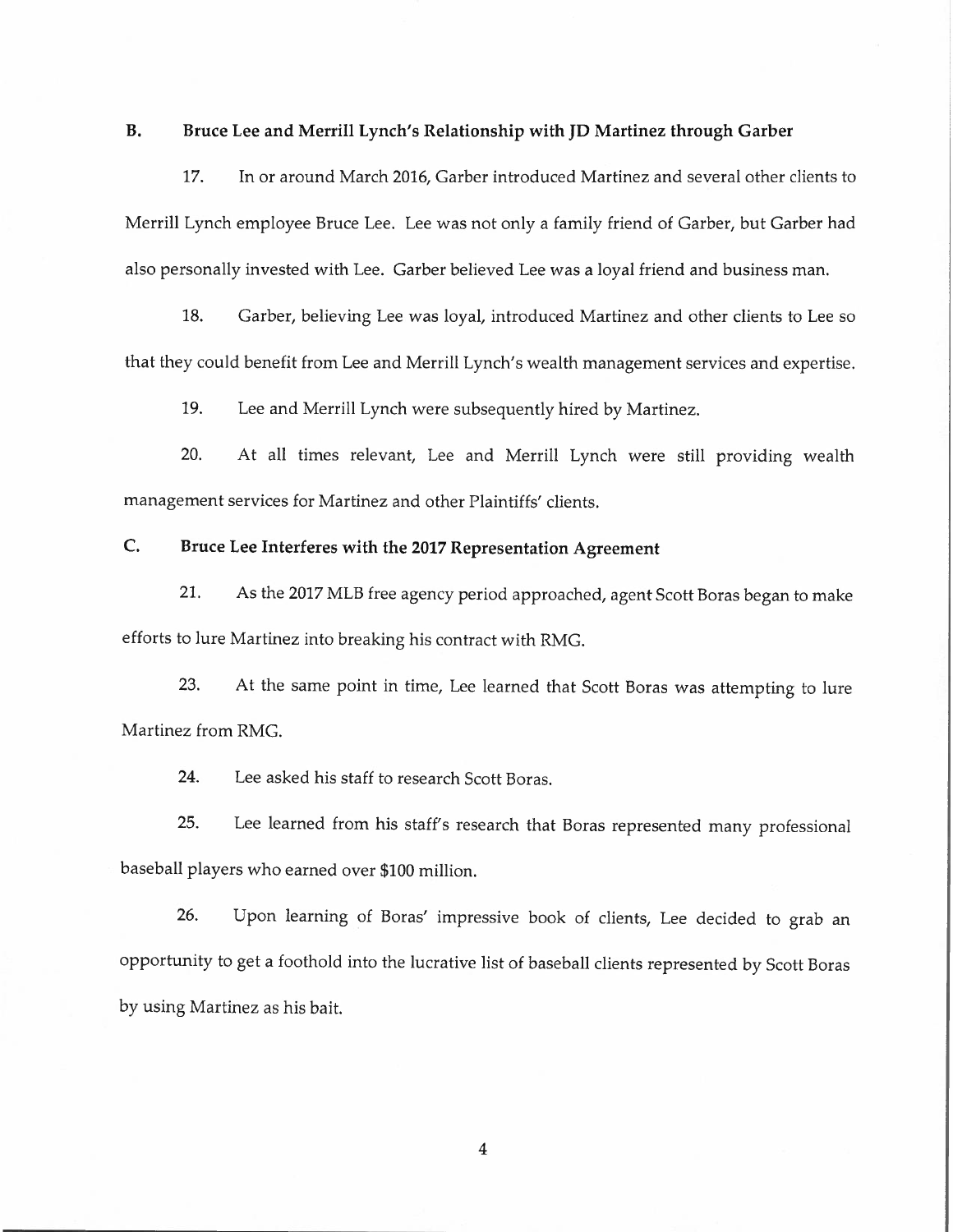## B. Bruce Lee and Merrill Lynch's Relationship with JD Martinez through Garber

17. In or around March 2016, Garber introduced Martinez and several other clients to Merrill Lynch employee Bruce Lee. Lee was not only a family friend of Garber, but Garber had also personally invested with Lee. Garber believed Lee was a loyal friend and business man.

18. Garber, believing Lee was loyal, introduced Martinez and other clients to Lee so that they could benefit from Lee and Merrill Lynch's wealth management services and expertise.

19. Lee and Merrill Lynch were subsequently hired by Martinez.

20. At all times relevant, Lee and Merrill Lynch were still providing wealth management services for Martinez and other Plaintiffs' clients.

## C. Bruce Lee Interferes with the 2017 Representation Agreement

21. As the 2017 MLB free agency period approached, agent Scott Boras began to make efforts to lure Martinez into breaking his contract with RMG.

23. At the same point in time, Lee learned that Scott Boras was attempting to lure Martinez from RMG.

24. Lee asked his staff to research Scott Boras.

25. Lee learned from his staff's research that Boras represented many professional baseball players who earned over $100 million.

26. Upon learning of Boras' impressive book of clients, Lee decided to grab an opportunity to get a foothold into the lucrative list of baseball clients represented by Scott Boras by using Martinez as his bait.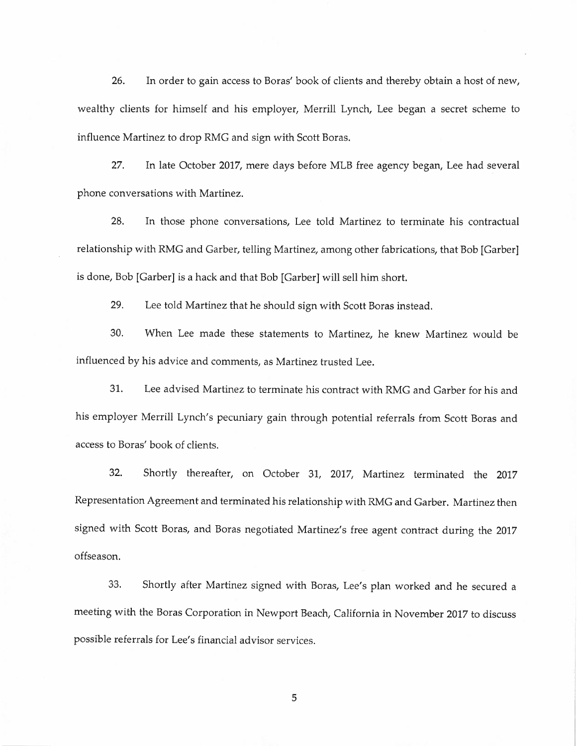26. In order to gain access to Boras' book of clients and thereby obtain a host of new, wealthy clients for himself and his employer, Merrill Lynch, Lee began a secret scheme to influence Martinez to drop RMG and sign with Scott Boras.

27. In late October 2017, mere days before MLB free agency began, Lee had several phone conversations with Martinez.

28. In those phone conversations, Lee told Martinez to terminate his contractual relationship with RMG and Garber, telling Martinez, among other fabrications, that Bob [Garber] is done, Bob [Garber] is a hack and that Bob [Garber] will sell him short.

29. Lee told Martinez that he should sign with Scott Boras instead.

30. When Lee made these statements to Martinez, he knew Martinez would be influenced by his advice and comments, as Martinez trusted Lee.

31. Lee advised Martinez to terminate his contract with RMG and Garber for his and his employer Merrill Lynch's pecuniary gain through potential referrals from Scott Boras and access to Boras' book of clients.

32. Shortly thereafter, on October 31, 2017, Martinez terminated the 2017 Representation Agreement and terminated his relationship with RMG and Garber. Martinez then signed with Scott Boras, and Boras negotiated Martinez's free agent contract during the 2017 offseason.

33. Shortly after Martinez signed with Boras, Lee's plan worked and he secured a meeting with the Boras Corporation in Newport Beach, California in November 2017 to discuss possible referrals for Lee's financial advisor services.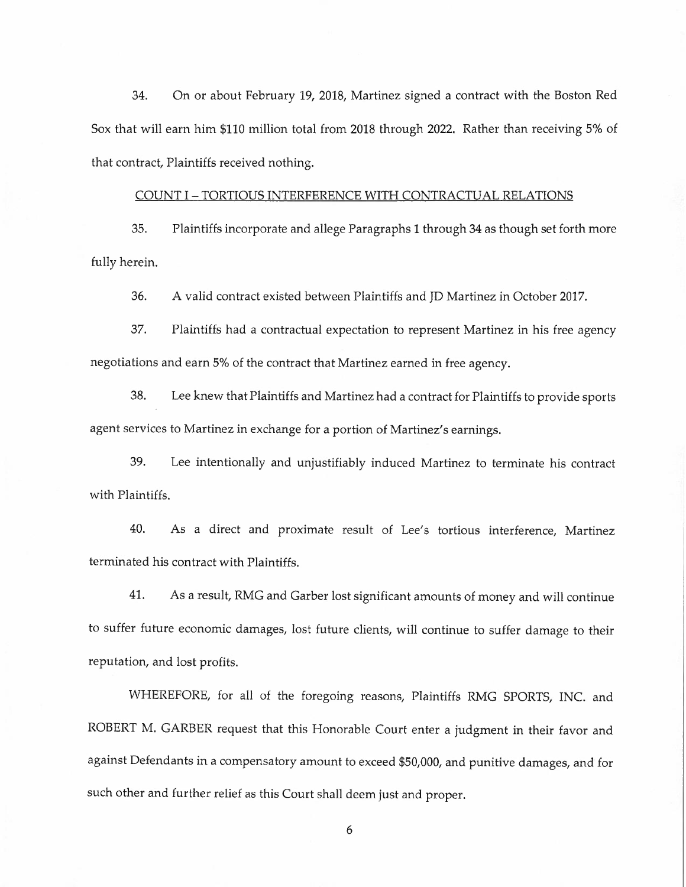34. On or about February 19, 2018, Martinez signed a contract with the Boston Red Sox that will earn him $110 million total from 2018 through 2022. Rather than receiving 5% of that contract, Plaintiffs received nothing.

## COUNT I – TORTIOUS INTERFERENCE WITH CONTRACTUAL RELATIONS

35. Plaintiffs incorporate and allege Paragraphs 1 through 34 as though set forth more fully herein.

36. A valid contract existed between Plaintiffs and JD Martinez in October 2017.

37. Plaintiffs had a contractual expectation to represent Martinez in his free agency negotiations and earn 5% of the contract that Martinez earned in free agency.

38. Lee knew that Plaintiffs and Martinez had a contract for Plaintiffs to provide sports agent services to Martinez in exchange for a portion of Martinez's earnings.

39. Lee intentionally and unjustifiably induced Martinez to terminate his contract with Plaintiffs.

40. As a direct and proximate result of Lee's tortious interference, Martinez terminated his contract with Plaintiffs.

41. As a result, RMG and Garber lost significant amounts of money and will continue to suffer future economic damages, lost future clients, will continue to suffer damage to their reputation, and lost profits.

WHEREFORE, for all of the foregoing reasons, Plaintiffs RMG SPORTS, INC. and ROBERT M. GARBER request that this Honorable Court enter a judgment in their favor and against Defendants in a compensatory amount to exceed $50,000, and punitive damages, and for such other and further relief as this Court shall deem just and proper.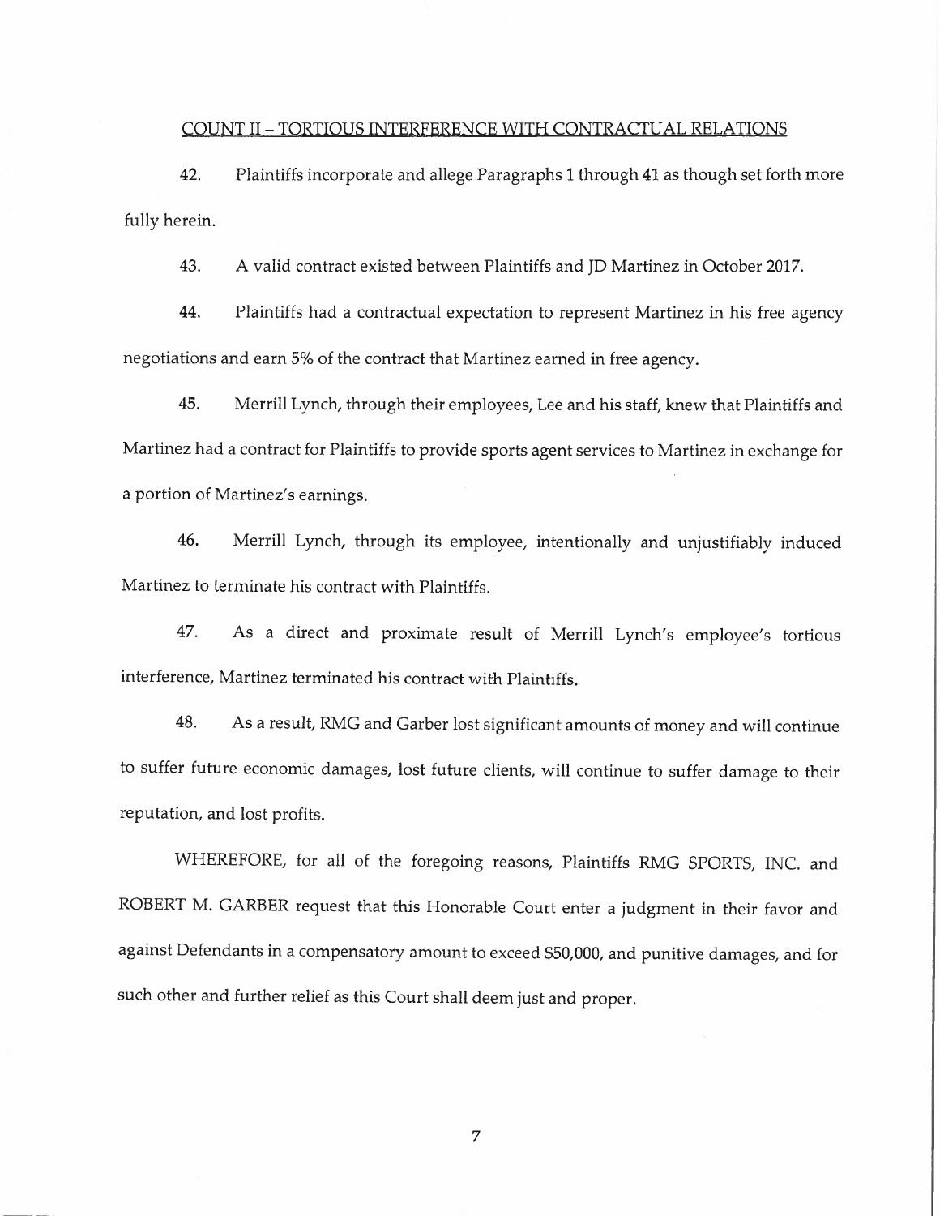## COUNT II – TORTIOUS INTERFERENCE WITH CONTRACTUAL RELATIONS

42. Plaintiffs incorporate and allege Paragraphs 1 through 41 as though set forth more fully herein.

43. A valid contract existed between Plaintiffs and JD Martinez in October 2017.

44. Plaintiffs had a contractual expectation to represent Martinez in his free agency negotiations and earn 5% of the contract that Martinez earned in free agency.

45. Merrill Lynch, through their employees, Lee and his staff, knew that Plaintiffs and Martinez had a contract for Plaintiffs to provide sports agent services to Martinez in exchange for a portion of Martinez's earnings.

46. Merrill Lynch, through its employee, intentionally and unjustifiably induced Martinez to terminate his contract with Plaintiffs.

47. As a direct and proximate result of Merrill Lynch's employee's tortious interference, Martinez terminated his contract with Plaintiffs.

48. As a result, RMG and Garber lost significant amounts of money and will continue to suffer future economic damages, lost future clients, will continue to suffer damage to their reputation, and lost profits.

WHEREFORE, for all of the foregoing reasons, Plaintiffs RMG SPORTS, INC. and ROBERT M. GARBER request that this Honorable Court enter a judgment in their favor and against Defendants in a compensatory amount to exceed $50,000, and punitive damages, and for such other and further relief as this Court shall deem just and proper.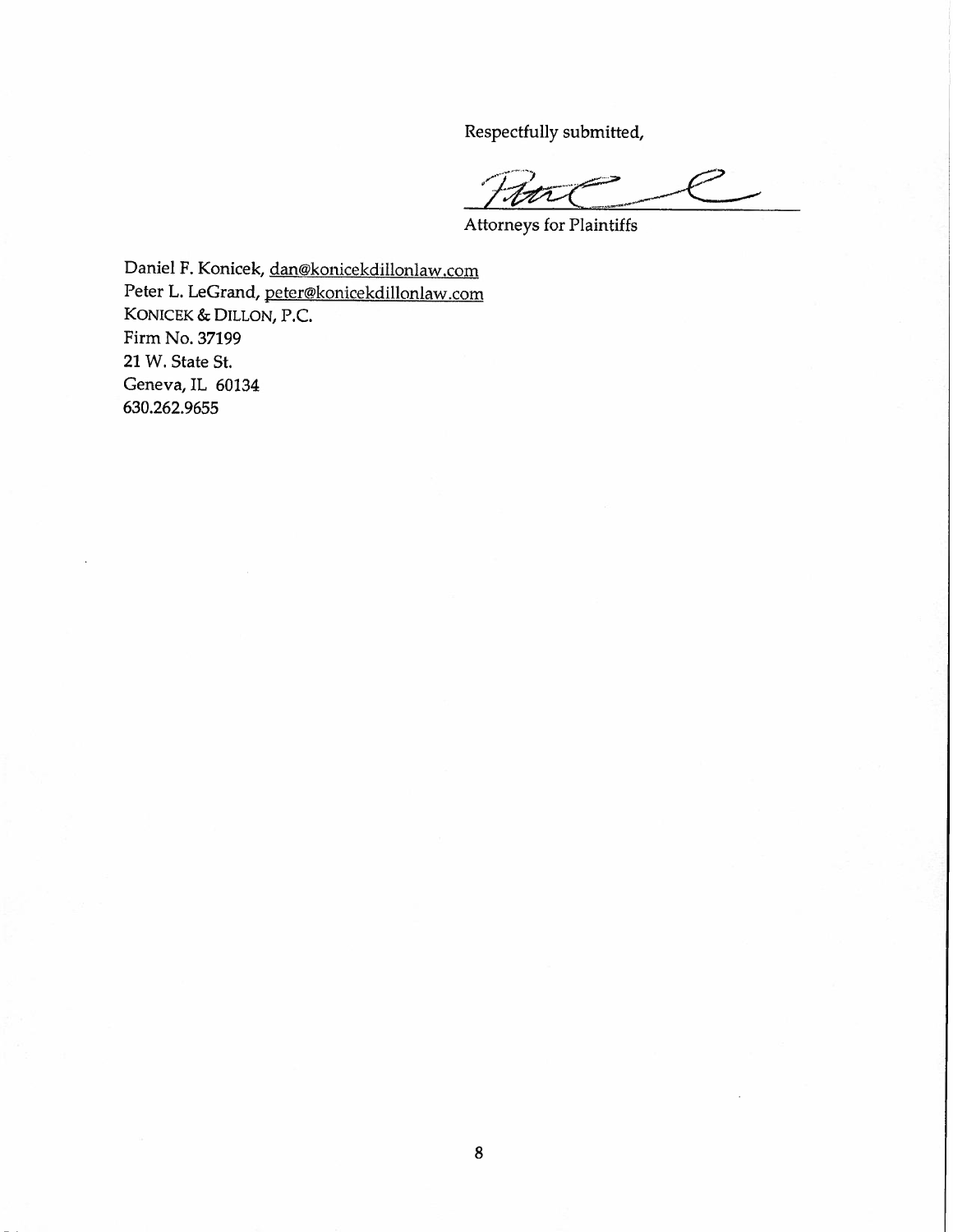Respectfully submitted,

Attorneys for Plaintiffs

Daniel F. Konicek, dan@konicekdillonlaw.com
Peter L. LeGrand, peter@konicekdillonlaw.com
KONICEK & DILLON, P.C.
Firm No. 37199
21 W. State St.
Geneva, IL 60134
630.262.9655